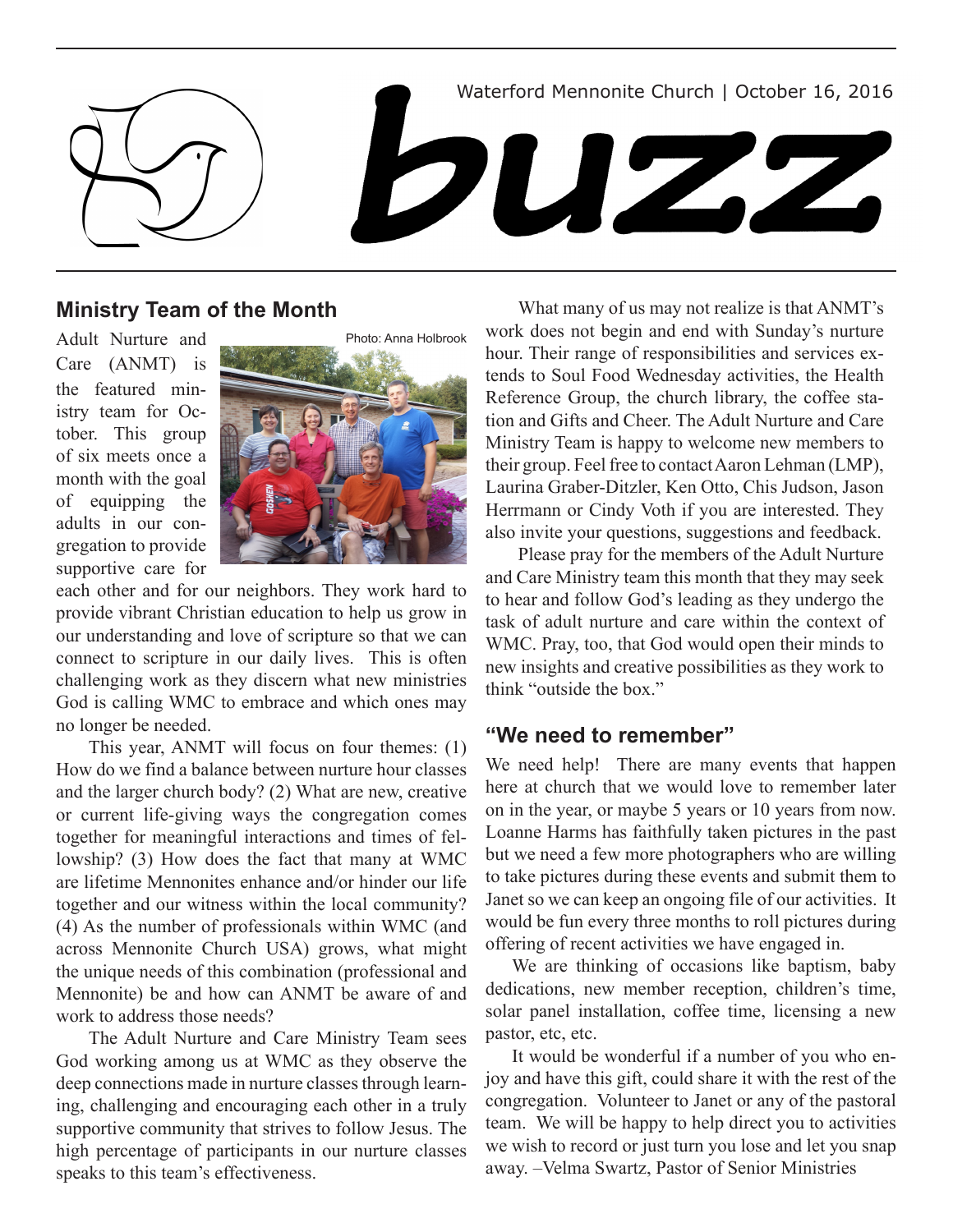Waterford Mennonite Church | October 16, 2016

# buzz

## Ministry Team of the Month

Photo: Anna Holbrook

Adult Nurture and Care (ANMT) is the featured ministry team for October. This group of six meets once a month with the goal of equipping the adults in our congregation to provide supportive care for each other and for our neighbors. They work hard to provide vibrant Christian education to help us grow in our understanding and love of scripture so that we can connect to scripture in our daily lives. This is often challenging work as they discern what new ministries God is calling WMC to embrace and which ones may no longer be needed.

This year, ANMT will focus on four themes: (1) How do we find a balance between nurture hour classes and the larger church body? (2) What are new, creative or current life-giving ways the congregation comes together for meaningful interactions and times of fellowship? (3) How does the fact that many at WMC are lifetime Mennonites enhance and/or hinder our life together and our witness within the local community? (4) As the number of professionals within WMC (and across Mennonite Church USA) grows, what might the unique needs of this combination (professional and Mennonite) be and how can ANMT be aware of and work to address those needs?

The Adult Nurture and Care Ministry Team sees God working among us at WMC as they observe the deep connections made in nurture classes through learning, challenging and encouraging each other in a truly supportive community that strives to follow Jesus. The high percentage of participants in our nurture classes speaks to this team's effectiveness.

What many of us may not realize is that ANMT's work does not begin and end with Sunday's nurture hour. Their range of responsibilities and services extends to Soul Food Wednesday activities, the Health Reference Group, the church library, the coffee station and Gifts and Cheer. The Adult Nurture and Care Ministry Team is happy to welcome new members to their group. Feel free to contact Aaron Lehman (LMP), Laurina Graber-Ditzler, Ken Otto, Chis Judson, Jason Herrmann or Cindy Voth if you are interested. They also invite your questions, suggestions and feedback.

Please pray for the members of the Adult Nurture and Care Ministry team this month that they may seek to hear and follow God's leading as they undergo the task of adult nurture and care within the context of WMC. Pray, too, that God would open their minds to new insights and creative possibilities as they work to think "outside the box."

## "We need to remember"

We need help! There are many events that happen here at church that we would love to remember later on in the year, or maybe 5 years or 10 years from now. Loanne Harms has faithfully taken pictures in the past but we need a few more photographers who are willing to take pictures during these events and submit them to Janet so we can keep an ongoing file of our activities. It would be fun every three months to roll pictures during offering of recent activities we have engaged in.

We are thinking of occasions like baptism, baby dedications, new member reception, children's time, solar panel installation, coffee time, licensing a new pastor, etc, etc.

It would be wonderful if a number of you who enjoy and have this gift, could share it with the rest of the congregation. Volunteer to Janet or any of the pastoral team. We will be happy to help direct you to activities we wish to record or just turn you lose and let you snap away. –Velma Swartz, Pastor of Senior Ministries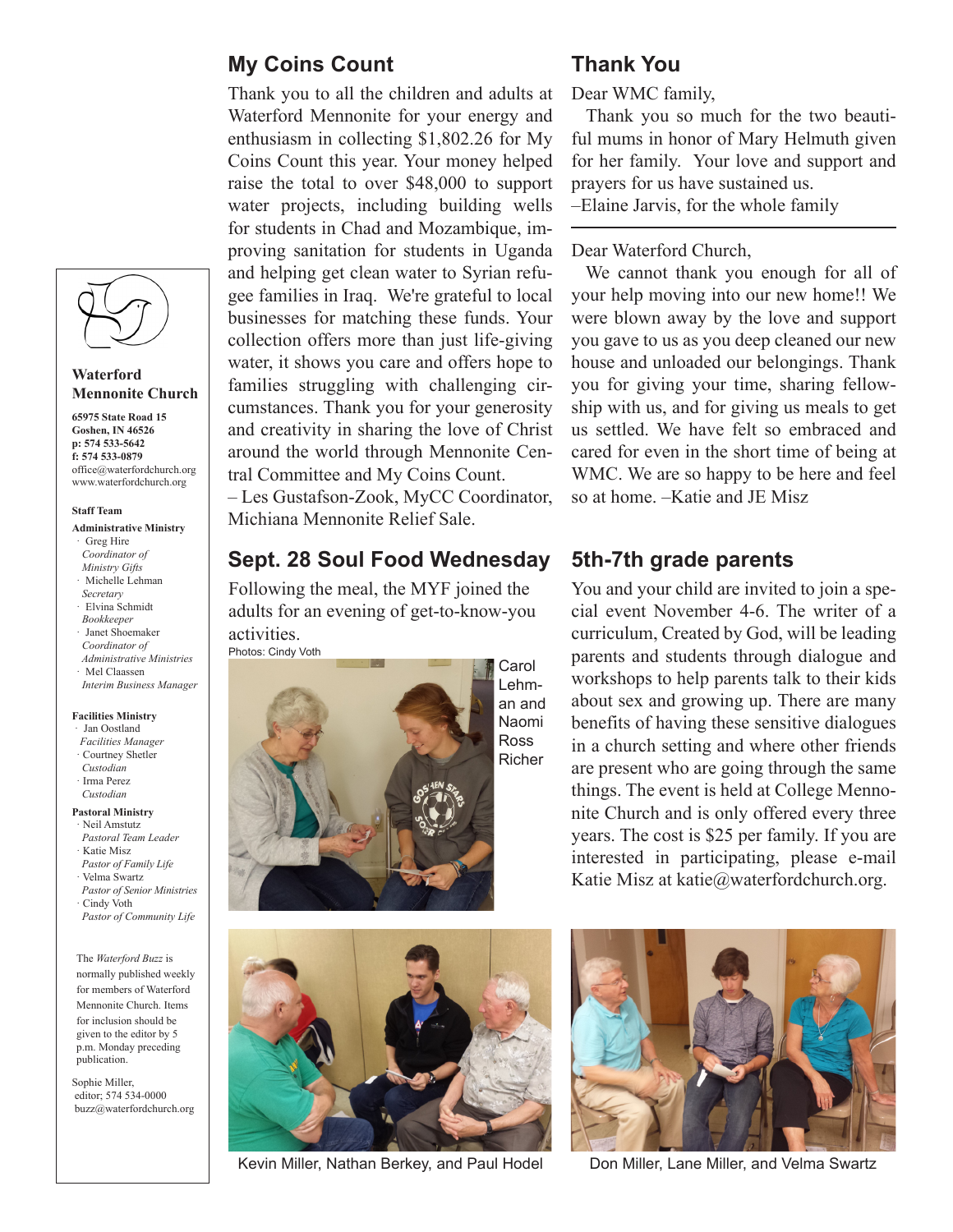## My Coins Count

Thank you to all the children and adults at Waterford Mennonite for your energy and enthusiasm in collecting $1,802.26 for My Coins Count this year. Your money helped raise the total to over $48,000 to support water projects, including building wells for students in Chad and Mozambique, improving sanitation for students in Uganda and helping get clean water to Syrian refugee families in Iraq. We're grateful to local businesses for matching these funds. Your collection offers more than just life-giving water, it shows you care and offers hope to families struggling with challenging circumstances. Thank you for your generosity and creativity in sharing the love of Christ around the world through Mennonite Central Committee and My Coins Count.
– Les Gustafson-Zook, MyCC Coordinator, Michiana Mennonite Relief Sale.

## Sept. 28 Soul Food Wednesday

Following the meal, the MYF joined the adults for an evening of get-to-know-you activities.

Photos: Cindy Voth

Carol Lehman and Naomi Ross Richer

Kevin Miller, Nathan Berkey, and Paul Hodel

Don Miller, Lane Miller, and Velma Swartz

## Thank You

Dear WMC family,

Thank you so much for the two beautiful mums in honor of Mary Helmuth given for her family. Your love and support and prayers for us have sustained us.
–Elaine Jarvis, for the whole family

---

Dear Waterford Church,

We cannot thank you enough for all of your help moving into our new home!! We were blown away by the love and support you gave to us as you deep cleaned our new house and unloaded our belongings. Thank you for giving your time, sharing fellowship with us, and for giving us meals to get us settled. We have felt so embraced and cared for even in the short time of being at WMC. We are so happy to be here and feel so at home. –Katie and JE Misz

## 5th-7th grade parents

You and your child are invited to join a special event November 4-6. The writer of a curriculum, Created by God, will be leading parents and students through dialogue and workshops to help parents talk to their kids about sex and growing up. There are many benefits of having these sensitive dialogues in a church setting and where other friends are present who are going through the same things. The event is held at College Mennonite Church and is only offered every three years. The cost is $25 per family. If you are interested in participating, please e-mail Katie Misz at katie@waterfordchurch.org.

---

**Waterford Mennonite Church**

**65975 State Road 15**
**Goshen, IN 46526**
**p: 574 533-5642**
**f: 574 533-0879**
office@waterfordchurch.org
www.waterfordchurch.org

**Staff Team**

**Administrative Ministry**
- Greg Hire, *Coordinator of Ministry Gifts*
- Michelle Lehman, *Secretary*
- Elvina Schmidt, *Bookkeeper*
- Janet Shoemaker, *Coordinator of Administrative Ministries*
- Mel Claassen, *Interim Business Manager*

**Facilities Ministry**
- Jan Oostland, *Facilities Manager*
- Courtney Shetler, *Custodian*
- Irma Perez, *Custodian*

**Pastoral Ministry**
- Neil Amstutz, *Pastoral Team Leader*
- Katie Misz, *Pastor of Family Life*
- Velma Swartz, *Pastor of Senior Ministries*
- Cindy Voth, *Pastor of Community Life*

The *Waterford Buzz* is normally published weekly for members of Waterford Mennonite Church. Items for inclusion should be given to the editor by 5 p.m. Monday preceding publication.

Sophie Miller, editor; 574 534-0000
buzz@waterfordchurch.org